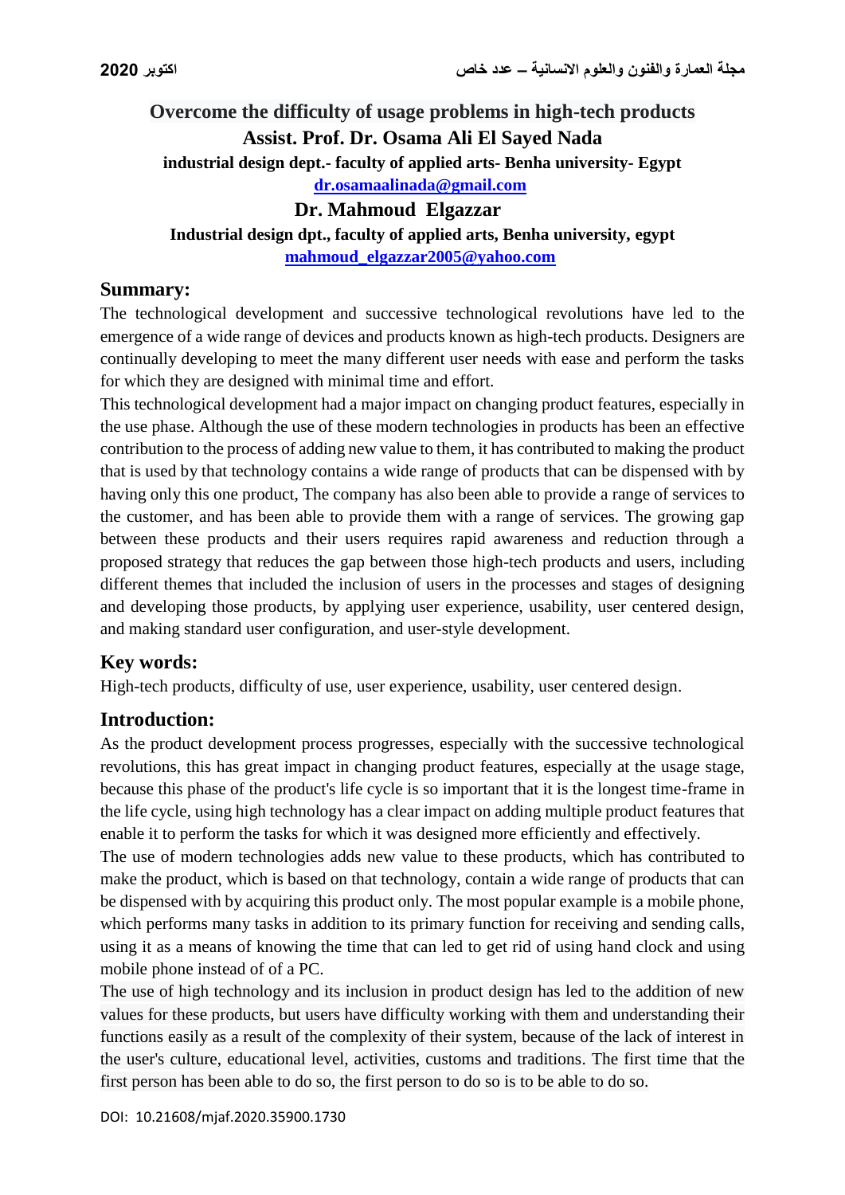# Overcome the difficulty of usage problems in high-tech products

**Assist. Prof. Dr. Osama Ali El Sayed Nada**

**industrial design dept.- faculty of applied arts- Benha university- Egypt**

**dr.osamaalinada@gmail.com**

**Dr. Mahmoud Elgazzar**

**Industrial design dpt., faculty of applied arts, Benha university, egypt**

**mahmoud_elgazzar2005@yahoo.com**

## Summary:

The technological development and successive technological revolutions have led to the emergence of a wide range of devices and products known as high-tech products. Designers are continually developing to meet the many different user needs with ease and perform the tasks for which they are designed with minimal time and effort.

This technological development had a major impact on changing product features, especially in the use phase. Although the use of these modern technologies in products has been an effective contribution to the process of adding new value to them, it has contributed to making the product that is used by that technology contains a wide range of products that can be dispensed with by having only this one product, The company has also been able to provide a range of services to the customer, and has been able to provide them with a range of services. The growing gap between these products and their users requires rapid awareness and reduction through a proposed strategy that reduces the gap between those high-tech products and users, including different themes that included the inclusion of users in the processes and stages of designing and developing those products, by applying user experience, usability, user centered design, and making standard user configuration, and user-style development.

## Key words:

High-tech products, difficulty of use, user experience, usability, user centered design.

## Introduction:

As the product development process progresses, especially with the successive technological revolutions, this has great impact in changing product features, especially at the usage stage, because this phase of the product's life cycle is so important that it is the longest time-frame in the life cycle, using high technology has a clear impact on adding multiple product features that enable it to perform the tasks for which it was designed more efficiently and effectively.

The use of modern technologies adds new value to these products, which has contributed to make the product, which is based on that technology, contain a wide range of products that can be dispensed with by acquiring this product only. The most popular example is a mobile phone, which performs many tasks in addition to its primary function for receiving and sending calls, using it as a means of knowing the time that can led to get rid of using hand clock and using mobile phone instead of of a PC.

The use of high technology and its inclusion in product design has led to the addition of new values for these products, but users have difficulty working with them and understanding their functions easily as a result of the complexity of their system, because of the lack of interest in the user's culture, educational level, activities, customs and traditions. The first time that the first person has been able to do so, the first person to do so is to be able to do so.

DOI: 10.21608/mjaf.2020.35900.1730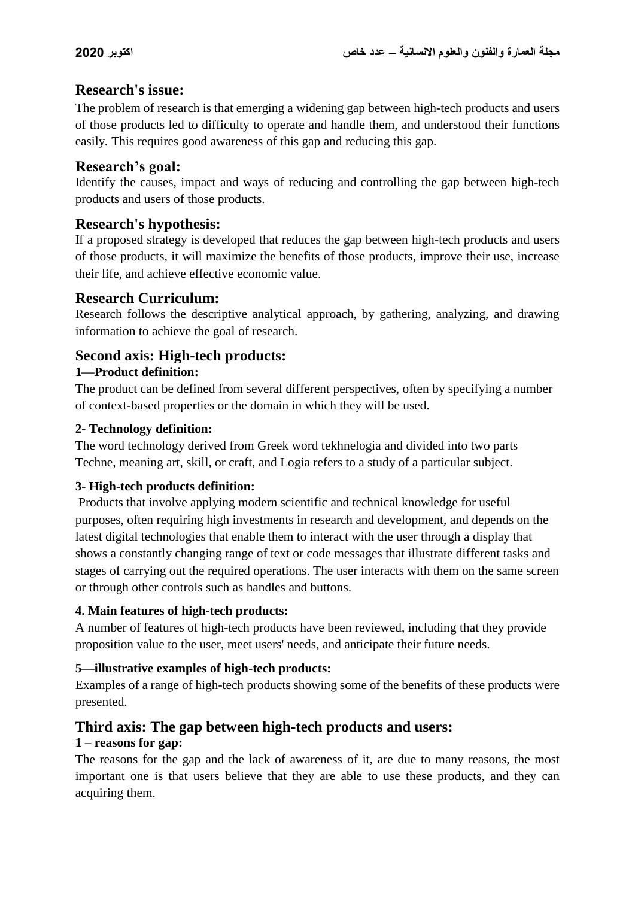## Research's issue:

The problem of research is that emerging a widening gap between high-tech products and users of those products led to difficulty to operate and handle them, and understood their functions easily. This requires good awareness of this gap and reducing this gap.

## Research's goal:

Identify the causes, impact and ways of reducing and controlling the gap between high-tech products and users of those products.

## Research's hypothesis:

If a proposed strategy is developed that reduces the gap between high-tech products and users of those products, it will maximize the benefits of those products, improve their use, increase their life, and achieve effective economic value.

## Research Curriculum:

Research follows the descriptive analytical approach, by gathering, analyzing, and drawing information to achieve the goal of research.

## Second axis: High-tech products:

### 1—Product definition:

The product can be defined from several different perspectives, often by specifying a number of context-based properties or the domain in which they will be used.

### 2- Technology definition:

The word technology derived from Greek word tekhnelogia and divided into two parts Techne, meaning art, skill, or craft, and Logia refers to a study of a particular subject.

### 3- High-tech products definition:

Products that involve applying modern scientific and technical knowledge for useful purposes, often requiring high investments in research and development, and depends on the latest digital technologies that enable them to interact with the user through a display that shows a constantly changing range of text or code messages that illustrate different tasks and stages of carrying out the required operations. The user interacts with them on the same screen or through other controls such as handles and buttons.

### 4. Main features of high-tech products:

A number of features of high-tech products have been reviewed, including that they provide proposition value to the user, meet users' needs, and anticipate their future needs.

### 5—illustrative examples of high-tech products:

Examples of a range of high-tech products showing some of the benefits of these products were presented.

## Third axis: The gap between high-tech products and users:

### 1 – reasons for gap:

The reasons for the gap and the lack of awareness of it, are due to many reasons, the most important one is that users believe that they are able to use these products, and they can acquiring them.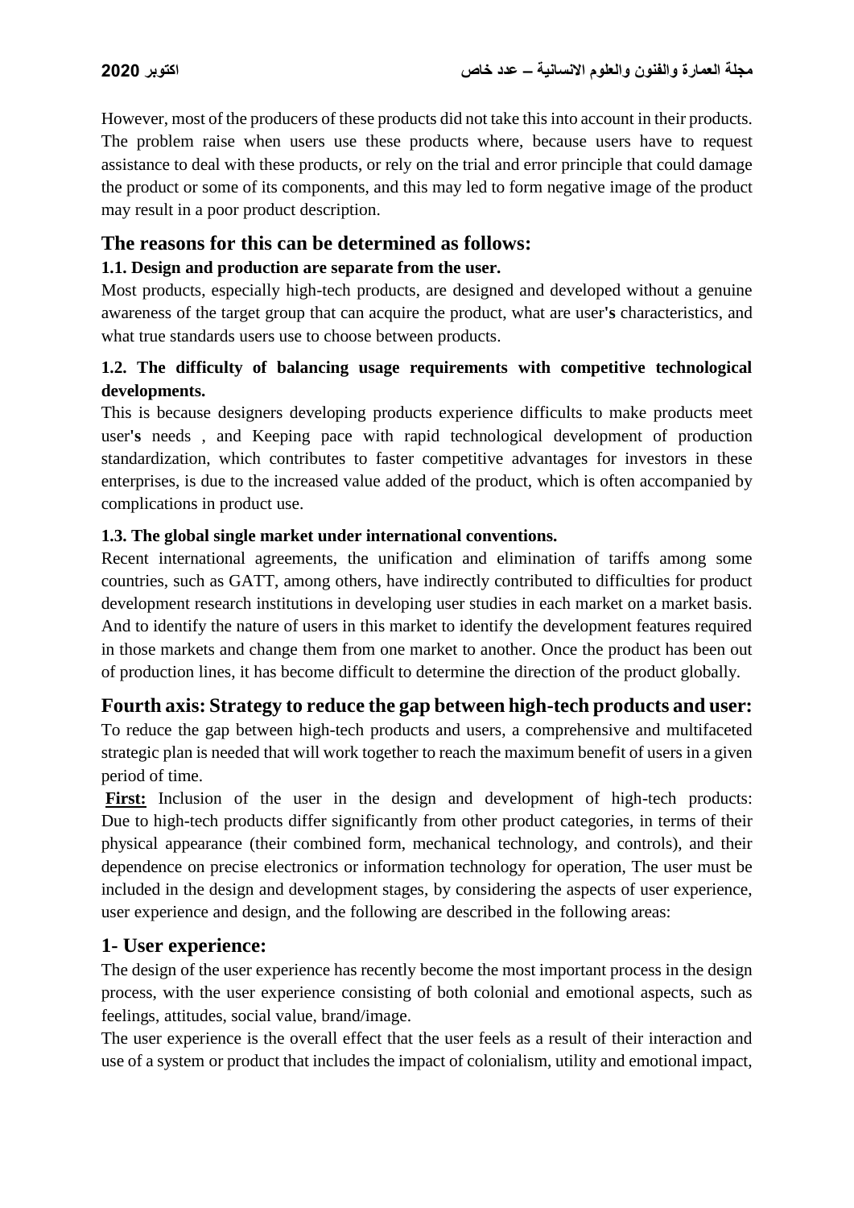However, most of the producers of these products did not take this into account in their products. The problem raise when users use these products where, because users have to request assistance to deal with these products, or rely on the trial and error principle that could damage the product or some of its components, and this may led to form negative image of the product may result in a poor product description.

## The reasons for this can be determined as follows:

### 1.1. Design and production are separate from the user.

Most products, especially high-tech products, are designed and developed without a genuine awareness of the target group that can acquire the product, what are user**'s** characteristics, and what true standards users use to choose between products.

### 1.2. The difficulty of balancing usage requirements with competitive technological developments.

This is because designers developing products experience difficults to make products meet user**'s** needs , and Keeping pace with rapid technological development of production standardization, which contributes to faster competitive advantages for investors in these enterprises, is due to the increased value added of the product, which is often accompanied by complications in product use.

### 1.3. The global single market under international conventions.

Recent international agreements, the unification and elimination of tariffs among some countries, such as GATT, among others, have indirectly contributed to difficulties for product development research institutions in developing user studies in each market on a market basis. And to identify the nature of users in this market to identify the development features required in those markets and change them from one market to another. Once the product has been out of production lines, it has become difficult to determine the direction of the product globally.

## Fourth axis: Strategy to reduce the gap between high-tech products and user:

To reduce the gap between high-tech products and users, a comprehensive and multifaceted strategic plan is needed that will work together to reach the maximum benefit of users in a given period of time.

**First:** Inclusion of the user in the design and development of high-tech products: Due to high-tech products differ significantly from other product categories, in terms of their physical appearance (their combined form, mechanical technology, and controls), and their dependence on precise electronics or information technology for operation, The user must be included in the design and development stages, by considering the aspects of user experience, user experience and design, and the following are described in the following areas:

## 1- User experience:

The design of the user experience has recently become the most important process in the design process, with the user experience consisting of both colonial and emotional aspects, such as feelings, attitudes, social value, brand/image.

The user experience is the overall effect that the user feels as a result of their interaction and use of a system or product that includes the impact of colonialism, utility and emotional impact,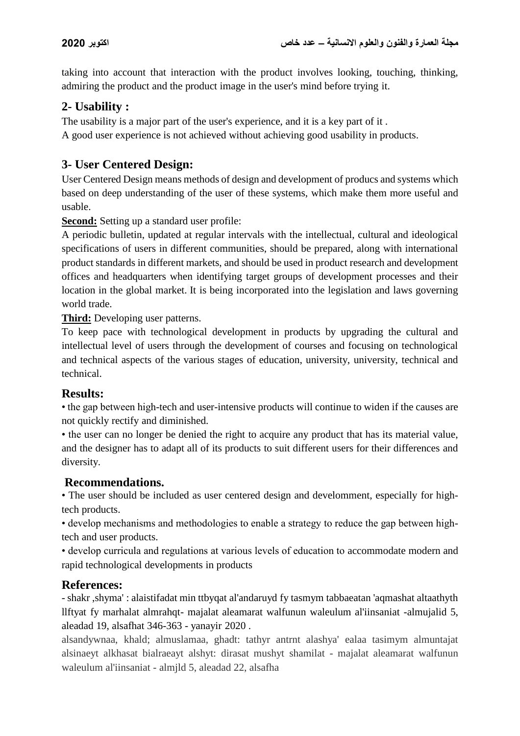taking into account that interaction with the product involves looking, touching, thinking, admiring the product and the product image in the user's mind before trying it.

## 2- Usability :

The usability is a major part of the user's experience, and it is a key part of it .
A good user experience is not achieved without achieving good usability in products.

## 3- User Centered Design:

User Centered Design means methods of design and development of producs and systems which based on deep understanding of the user of these systems, which make them more useful and usable.

**Second:** Setting up a standard user profile:

A periodic bulletin, updated at regular intervals with the intellectual, cultural and ideological specifications of users in different communities, should be prepared, along with international product standards in different markets, and should be used in product research and development offices and headquarters when identifying target groups of development processes and their location in the global market. It is being incorporated into the legislation and laws governing world trade.

**Third:** Developing user patterns.

To keep pace with technological development in products by upgrading the cultural and intellectual level of users through the development of courses and focusing on technological and technical aspects of the various stages of education, university, university, technical and technical.

## Results:

• the gap between high-tech and user-intensive products will continue to widen if the causes are not quickly rectify and diminished.

• the user can no longer be denied the right to acquire any product that has its material value, and the designer has to adapt all of its products to suit different users for their differences and diversity.

## Recommendations.

• The user should be included as user centered design and develomment, especially for high-tech products.

• develop mechanisms and methodologies to enable a strategy to reduce the gap between high-tech and user products.

• develop curricula and regulations at various levels of education to accommodate modern and rapid technological developments in products

## References:

- shakr ,shyma' : alaistifadat min ttbyqat al'andaruyd fy tasmym tabbaeatan 'aqmashat altaathyth llftyat fy marhalat almrahqt- majalat aleamarat walfunun waleulum al'iinsaniat -almujalid 5, aleadad 19, alsafhat 346-363 - yanayir 2020 .

alsandywnaa, khald; almuslamaa, ghadt: tathyr antrnt alashya' ealaa tasimym almuntajat alsinaeyt alkhasat bialraeayt alshyt: dirasat mushyt shamilat - majalat aleamarat walfunun waleulum al'iinsaniat - almjld 5, aleadad 22, alsafha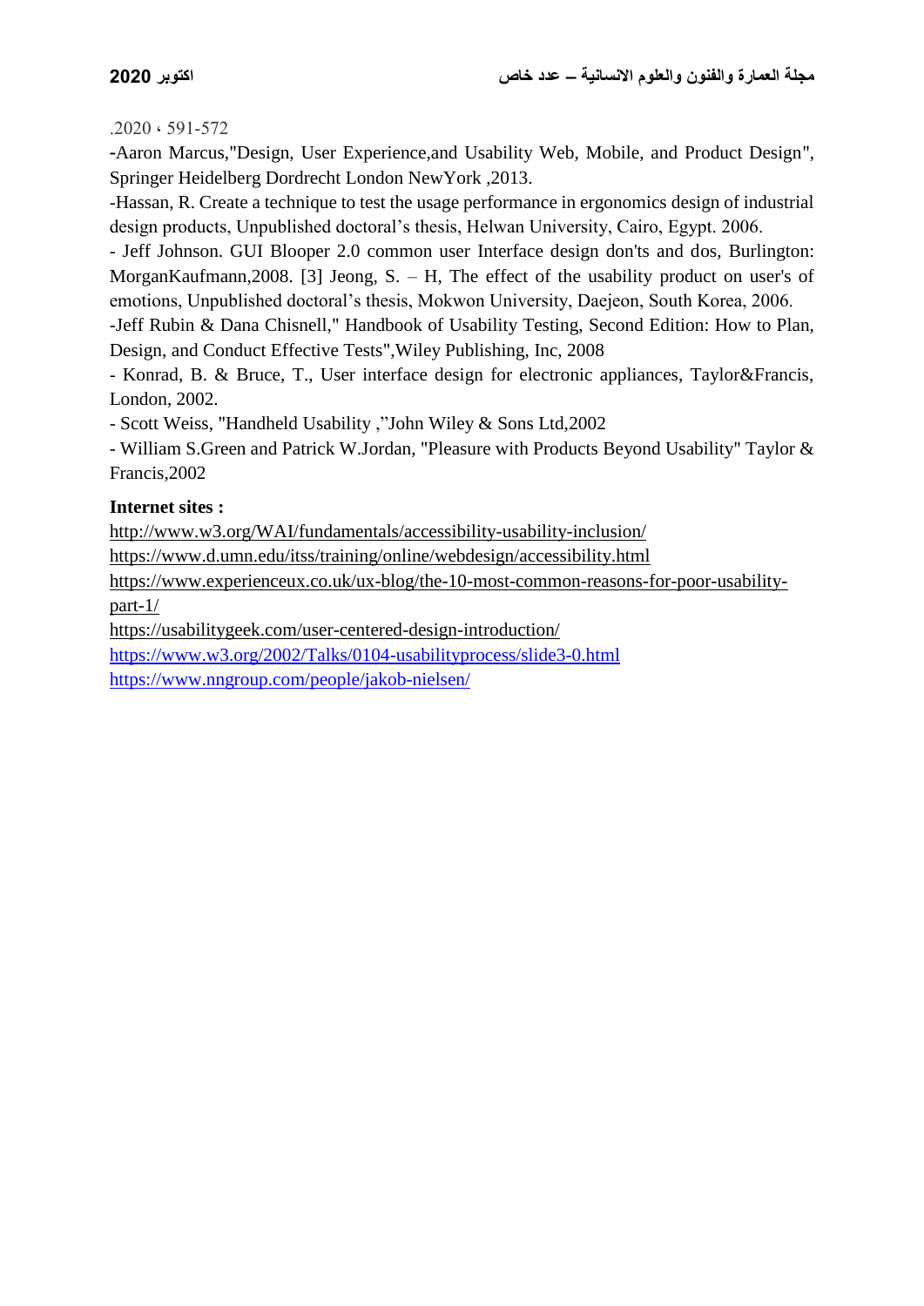.2020 ، 591-572

-Aaron Marcus,"Design, User Experience,and Usability Web, Mobile, and Product Design", Springer Heidelberg Dordrecht London NewYork ,2013.

-Hassan, R. Create a technique to test the usage performance in ergonomics design of industrial design products, Unpublished doctoral's thesis, Helwan University, Cairo, Egypt. 2006.

- Jeff Johnson. GUI Blooper 2.0 common user Interface design don'ts and dos, Burlington: MorganKaufmann,2008. [3] Jeong, S. – H, The effect of the usability product on user's of emotions, Unpublished doctoral's thesis, Mokwon University, Daejeon, South Korea, 2006.

-Jeff Rubin & Dana Chisnell," Handbook of Usability Testing, Second Edition: How to Plan, Design, and Conduct Effective Tests",Wiley Publishing, Inc, 2008

- Konrad, B. & Bruce, T., User interface design for electronic appliances, Taylor&Francis, London, 2002.

- Scott Weiss, "Handheld Usability ,"John Wiley & Sons Ltd,2002

- William S.Green and Patrick W.Jordan, "Pleasure with Products Beyond Usability" Taylor & Francis,2002

**Internet sites :**

http://www.w3.org/WAI/fundamentals/accessibility-usability-inclusion/

https://www.d.umn.edu/itss/training/online/webdesign/accessibility.html

https://www.experienceux.co.uk/ux-blog/the-10-most-common-reasons-for-poor-usability-part-1/

https://usabilitygeek.com/user-centered-design-introduction/

https://www.w3.org/2002/Talks/0104-usabilityprocess/slide3-0.html

https://www.nngroup.com/people/jakob-nielsen/